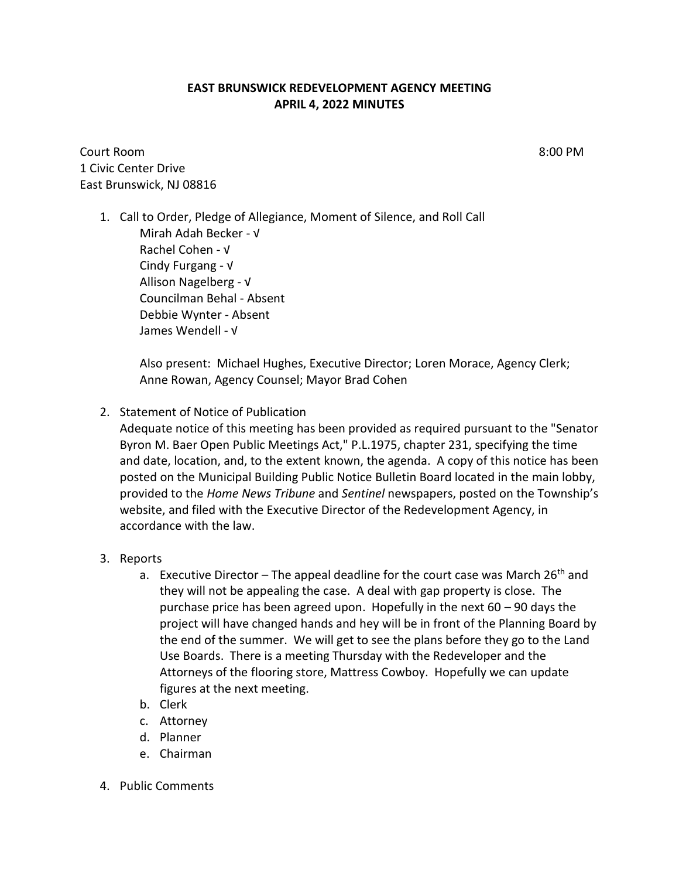# EAST BRUNSWICK REDEVELOPMENT AGENCY MEETING
## APRIL 4, 2022 MINUTES

Court Room 8:00 PM
1 Civic Center Drive
East Brunswick, NJ 08816

1. Call to Order, Pledge of Allegiance, Moment of Silence, and Roll Call
   Mirah Adah Becker - √
   Rachel Cohen - √
   Cindy Furgang - √
   Allison Nagelberg - √
   Councilman Behal - Absent
   Debbie Wynter - Absent
   James Wendell - √

   Also present: Michael Hughes, Executive Director; Loren Morace, Agency Clerk; Anne Rowan, Agency Counsel; Mayor Brad Cohen

2. Statement of Notice of Publication
   Adequate notice of this meeting has been provided as required pursuant to the "Senator Byron M. Baer Open Public Meetings Act," P.L.1975, chapter 231, specifying the time and date, location, and, to the extent known, the agenda. A copy of this notice has been posted on the Municipal Building Public Notice Bulletin Board located in the main lobby, provided to the *Home News Tribune* and *Sentinel* newspapers, posted on the Township's website, and filed with the Executive Director of the Redevelopment Agency, in accordance with the law.

3. Reports
   a. Executive Director – The appeal deadline for the court case was March 26th and they will not be appealing the case. A deal with gap property is close. The purchase price has been agreed upon. Hopefully in the next 60 – 90 days the project will have changed hands and hey will be in front of the Planning Board by the end of the summer. We will get to see the plans before they go to the Land Use Boards. There is a meeting Thursday with the Redeveloper and the Attorneys of the flooring store, Mattress Cowboy. Hopefully we can update figures at the next meeting.
   b. Clerk
   c. Attorney
   d. Planner
   e. Chairman

4. Public Comments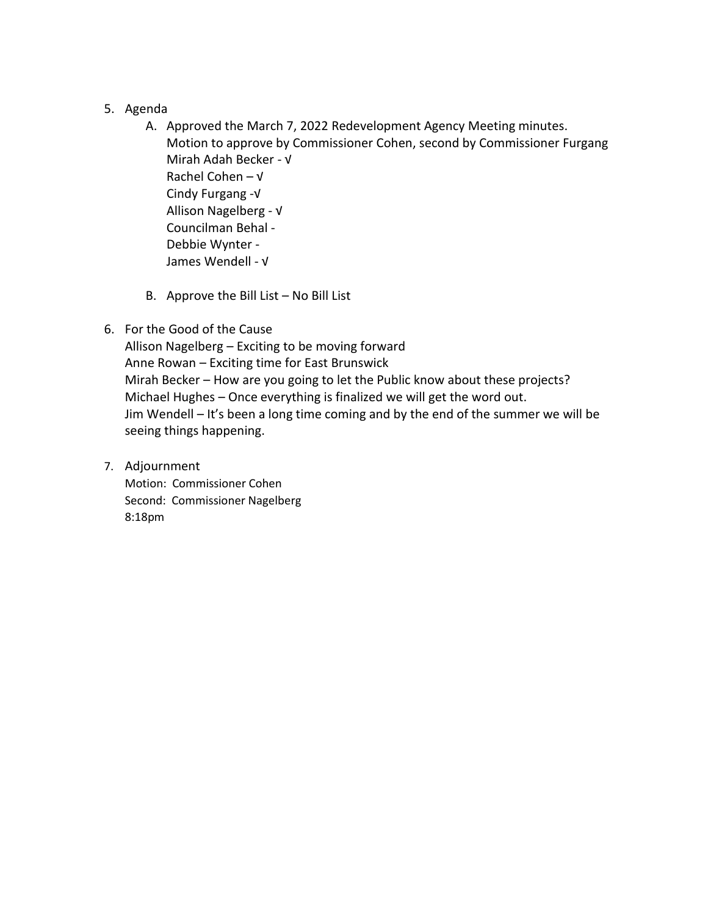5. Agenda
   A. Approved the March 7, 2022 Redevelopment Agency Meeting minutes.
      Motion to approve by Commissioner Cohen, second by Commissioner Furgang
      Mirah Adah Becker - √
      Rachel Cohen – √
      Cindy Furgang -√
      Allison Nagelberg - √
      Councilman Behal -
      Debbie Wynter -
      James Wendell - √

   B. Approve the Bill List – No Bill List

6. For the Good of the Cause
   Allison Nagelberg – Exciting to be moving forward
   Anne Rowan – Exciting time for East Brunswick
   Mirah Becker – How are you going to let the Public know about these projects?
   Michael Hughes – Once everything is finalized we will get the word out.
   Jim Wendell – It's been a long time coming and by the end of the summer we will be seeing things happening.

7. Adjournment
   Motion: Commissioner Cohen
   Second: Commissioner Nagelberg
   8:18pm